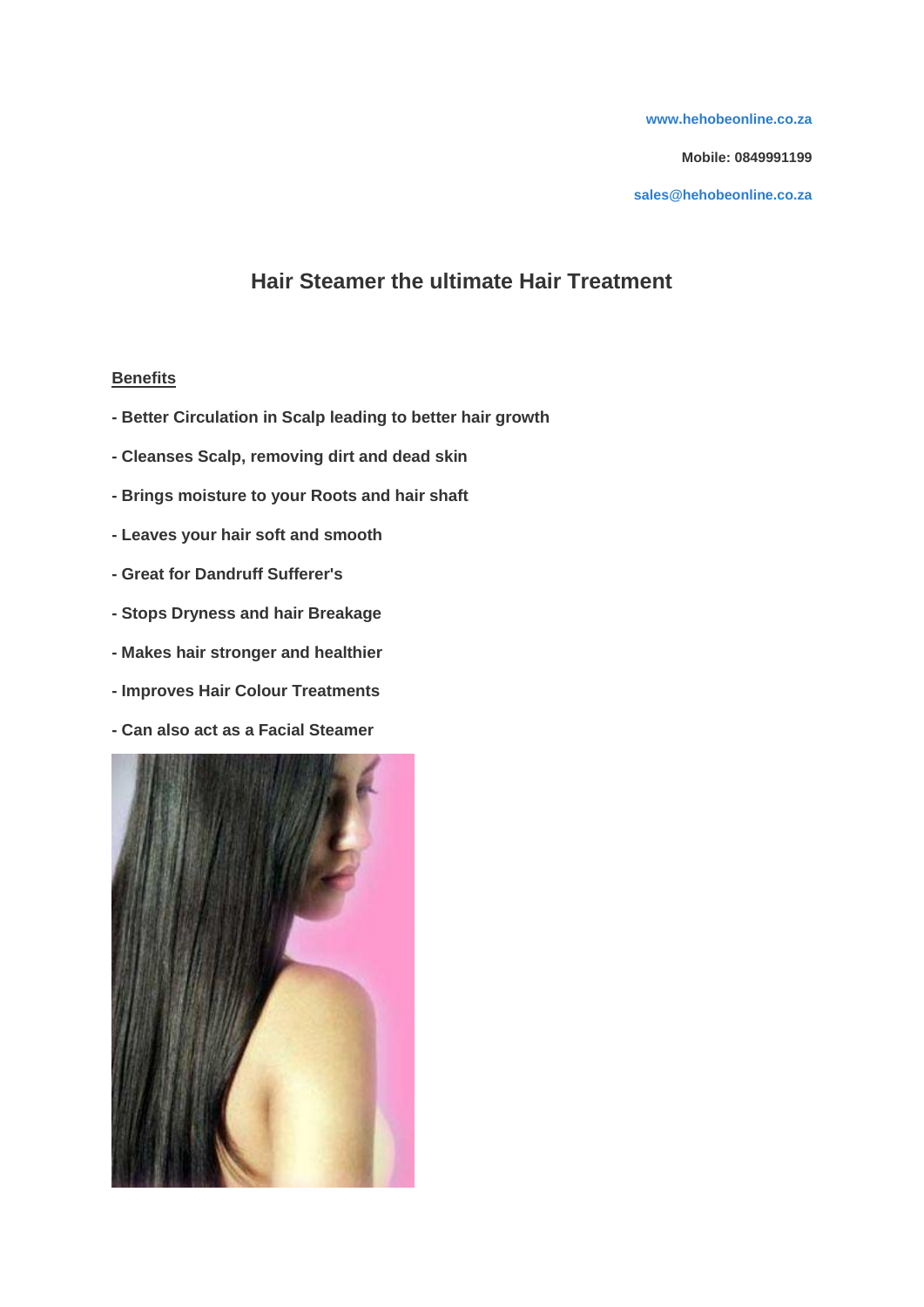www.hehobeonline.co.za

Mobile: 0849991199

sales@hehobeonline.co.za

# Hair Steamer the ultimate Hair Treatment

**Benefits**

- Better Circulation in Scalp leading to better hair growth
- Cleanses Scalp, removing dirt and dead skin
- Brings moisture to your Roots and hair shaft
- Leaves your hair soft and smooth
- Great for Dandruff Sufferer's
- Stops Dryness and hair Breakage
- Makes hair stronger and healthier
- Improves Hair Colour Treatments
- Can also act as a Facial Steamer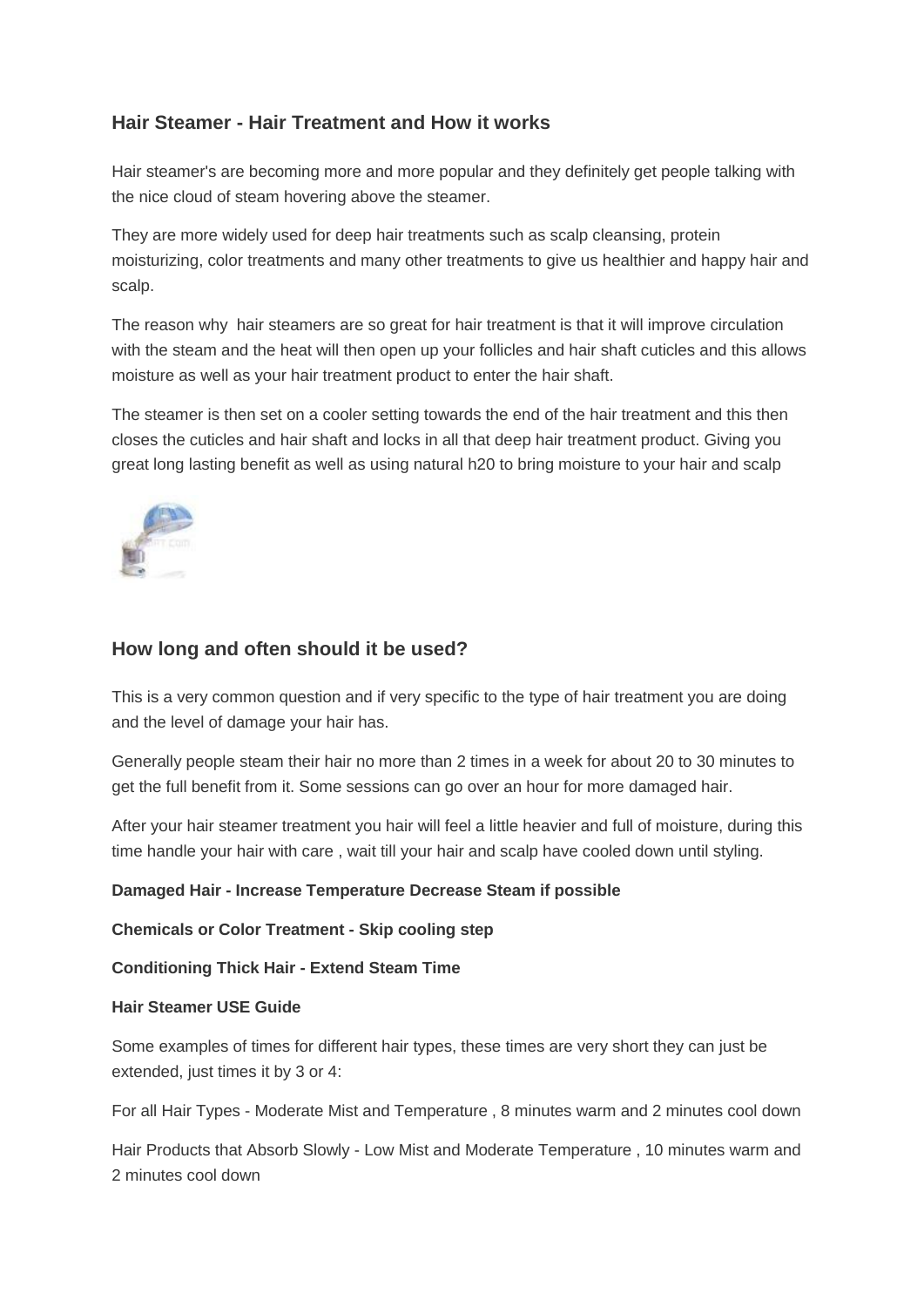## Hair Steamer - Hair Treatment and How it works

Hair steamer's are becoming more and more popular and they definitely get people talking with the nice cloud of steam hovering above the steamer.

They are more widely used for deep hair treatments such as scalp cleansing, protein moisturizing, color treatments and many other treatments to give us healthier and happy hair and scalp.

The reason why hair steamers are so great for hair treatment is that it will improve circulation with the steam and the heat will then open up your follicles and hair shaft cuticles and this allows moisture as well as your hair treatment product to enter the hair shaft.

The steamer is then set on a cooler setting towards the end of the hair treatment and this then closes the cuticles and hair shaft and locks in all that deep hair treatment product. Giving you great long lasting benefit as well as using natural h20 to bring moisture to your hair and scalp

## How long and often should it be used?

This is a very common question and if very specific to the type of hair treatment you are doing and the level of damage your hair has.

Generally people steam their hair no more than 2 times in a week for about 20 to 30 minutes to get the full benefit from it. Some sessions can go over an hour for more damaged hair.

After your hair steamer treatment you hair will feel a little heavier and full of moisture, during this time handle your hair with care , wait till your hair and scalp have cooled down until styling.

**Damaged Hair - Increase Temperature Decrease Steam if possible**

**Chemicals or Color Treatment - Skip cooling step**

**Conditioning Thick Hair - Extend Steam Time**

**Hair Steamer USE Guide**

Some examples of times for different hair types, these times are very short they can just be extended, just times it by 3 or 4:

For all Hair Types - Moderate Mist and Temperature , 8 minutes warm and 2 minutes cool down

Hair Products that Absorb Slowly - Low Mist and Moderate Temperature , 10 minutes warm and 2 minutes cool down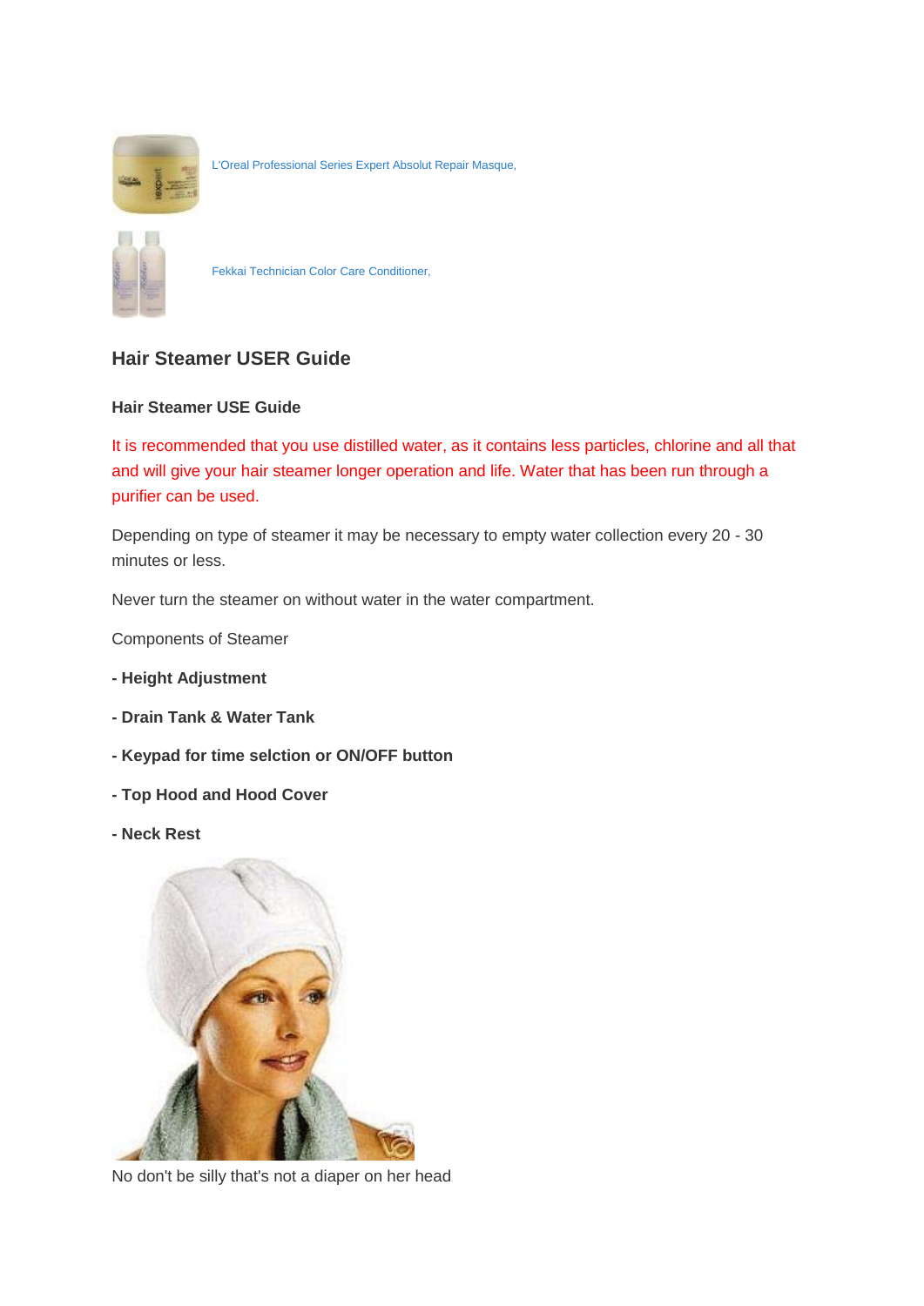L'Oreal Professional Series Expert Absolut Repair Masque,

Fekkai Technician Color Care Conditioner,

## Hair Steamer USER Guide

### Hair Steamer USE Guide

It is recommended that you use distilled water, as it contains less particles, chlorine and all that and will give your hair steamer longer operation and life. Water that has been run through a purifier can be used.

Depending on type of steamer it may be necessary to empty water collection every 20 - 30 minutes or less.

Never turn the steamer on without water in the water compartment.

Components of Steamer

**- Height Adjustment**

**- Drain Tank & Water Tank**

**- Keypad for time selction or ON/OFF button**

**- Top Hood and Hood Cover**

**- Neck Rest**

No don't be silly that's not a diaper on her head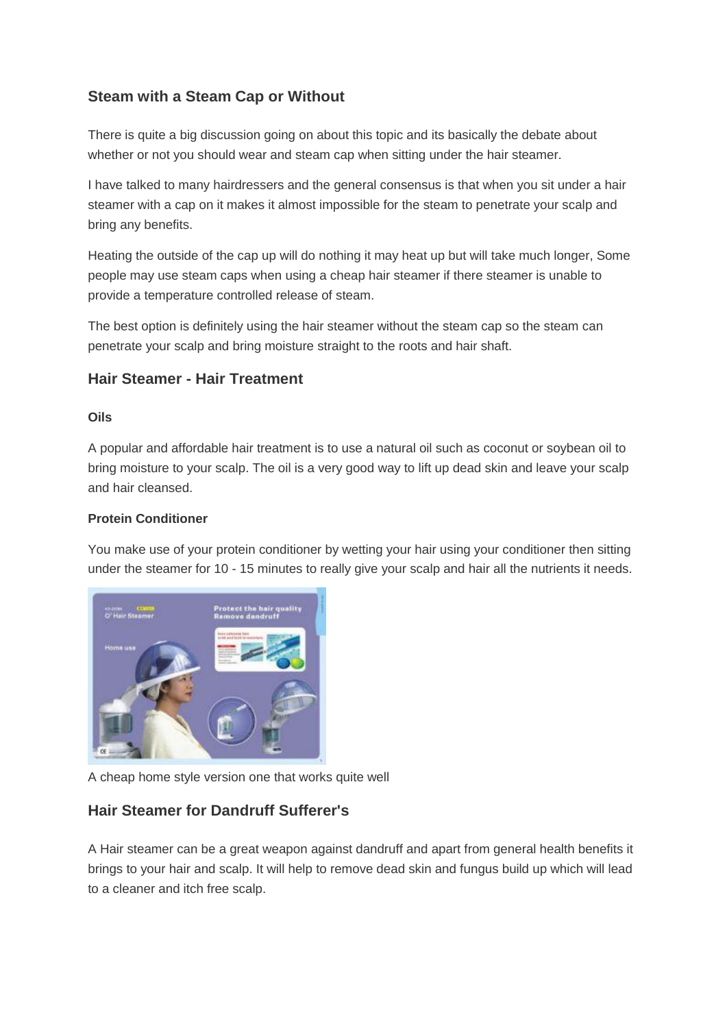## Steam with a Steam Cap or Without

There is quite a big discussion going on about this topic and its basically the debate about whether or not you should wear and steam cap when sitting under the hair steamer.

I have talked to many hairdressers and the general consensus is that when you sit under a hair steamer with a cap on it makes it almost impossible for the steam to penetrate your scalp and bring any benefits.

Heating the outside of the cap up will do nothing it may heat up but will take much longer, Some people may use steam caps when using a cheap hair steamer if there steamer is unable to provide a temperature controlled release of steam.

The best option is definitely using the hair steamer without the steam cap so the steam can penetrate your scalp and bring moisture straight to the roots and hair shaft.

## Hair Steamer - Hair Treatment

#### Oils

A popular and affordable hair treatment is to use a natural oil such as coconut or soybean oil to bring moisture to your scalp. The oil is a very good way to lift up dead skin and leave your scalp and hair cleansed.

#### Protein Conditioner

You make use of your protein conditioner by wetting your hair using your conditioner then sitting under the steamer for 10 - 15 minutes to really give your scalp and hair all the nutrients it needs.

A cheap home style version one that works quite well

## Hair Steamer for Dandruff Sufferer's

A Hair steamer can be a great weapon against dandruff and apart from general health benefits it brings to your hair and scalp. It will help to remove dead skin and fungus build up which will lead to a cleaner and itch free scalp.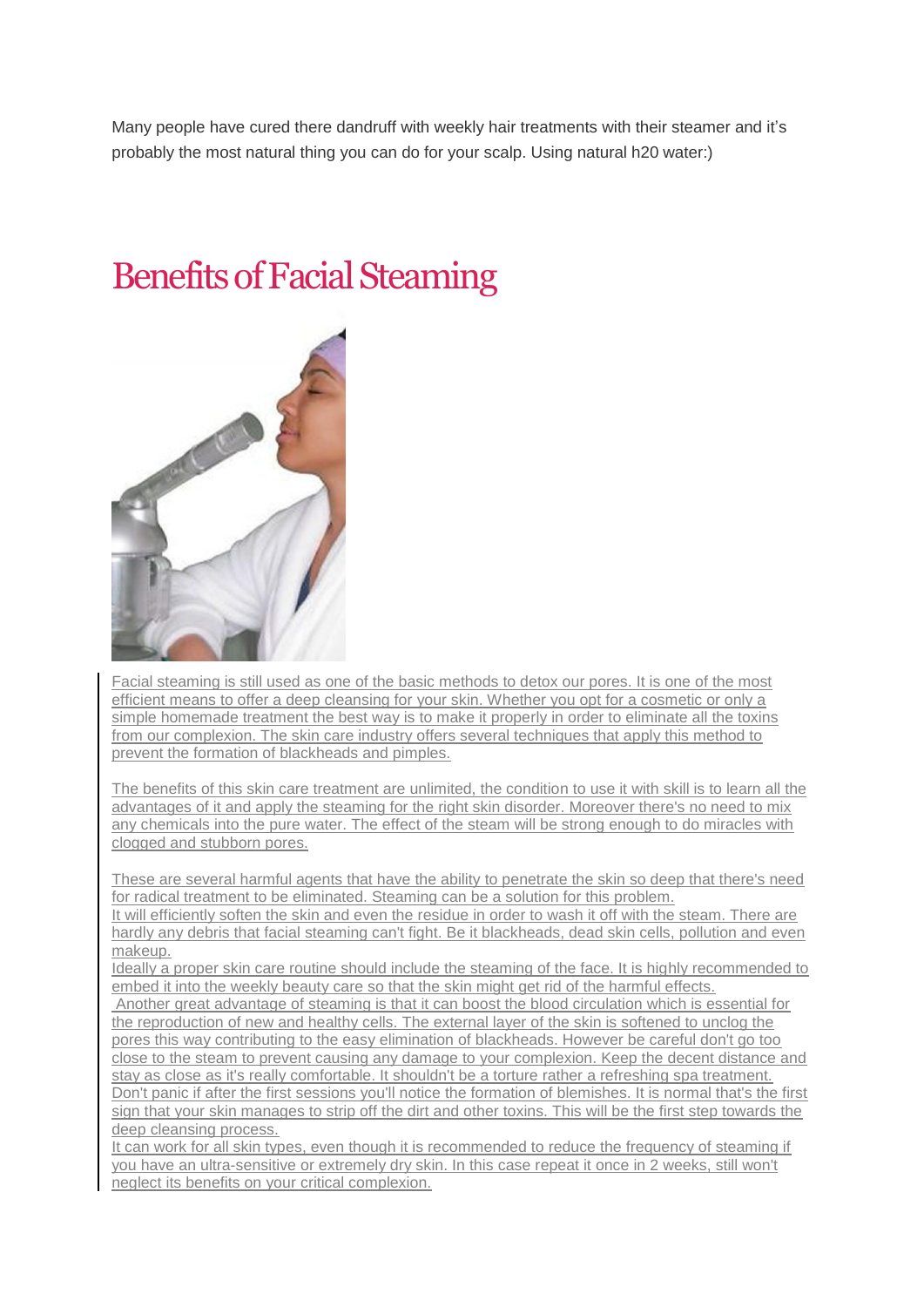Many people have cured there dandruff with weekly hair treatments with their steamer and it's probably the most natural thing you can do for your scalp. Using natural h20 water:)

# Benefits of Facial Steaming

Facial steaming is still used as one of the basic methods to detox our pores. It is one of the most efficient means to offer a deep cleansing for your skin. Whether you opt for a cosmetic or only a simple homemade treatment the best way is to make it properly in order to eliminate all the toxins from our complexion. The skin care industry offers several techniques that apply this method to prevent the formation of blackheads and pimples.

The benefits of this skin care treatment are unlimited, the condition to use it with skill is to learn all the advantages of it and apply the steaming for the right skin disorder. Moreover there's no need to mix any chemicals into the pure water. The effect of the steam will be strong enough to do miracles with clogged and stubborn pores.

These are several harmful agents that have the ability to penetrate the skin so deep that there's need for radical treatment to be eliminated. Steaming can be a solution for this problem.
It will efficiently soften the skin and even the residue in order to wash it off with the steam. There are hardly any debris that facial steaming can't fight. Be it blackheads, dead skin cells, pollution and even makeup.
Ideally a proper skin care routine should include the steaming of the face. It is highly recommended to embed it into the weekly beauty care so that the skin might get rid of the harmful effects.
Another great advantage of steaming is that it can boost the blood circulation which is essential for the reproduction of new and healthy cells. The external layer of the skin is softened to unclog the pores this way contributing to the easy elimination of blackheads. However be careful don't go too close to the steam to prevent causing any damage to your complexion. Keep the decent distance and stay as close as it's really comfortable. It shouldn't be a torture rather a refreshing spa treatment.
Don't panic if after the first sessions you'll notice the formation of blemishes. It is normal that's the first sign that your skin manages to strip off the dirt and other toxins. This will be the first step towards the deep cleansing process.
It can work for all skin types, even though it is recommended to reduce the frequency of steaming if you have an ultra-sensitive or extremely dry skin. In this case repeat it once in 2 weeks, still won't neglect its benefits on your critical complexion.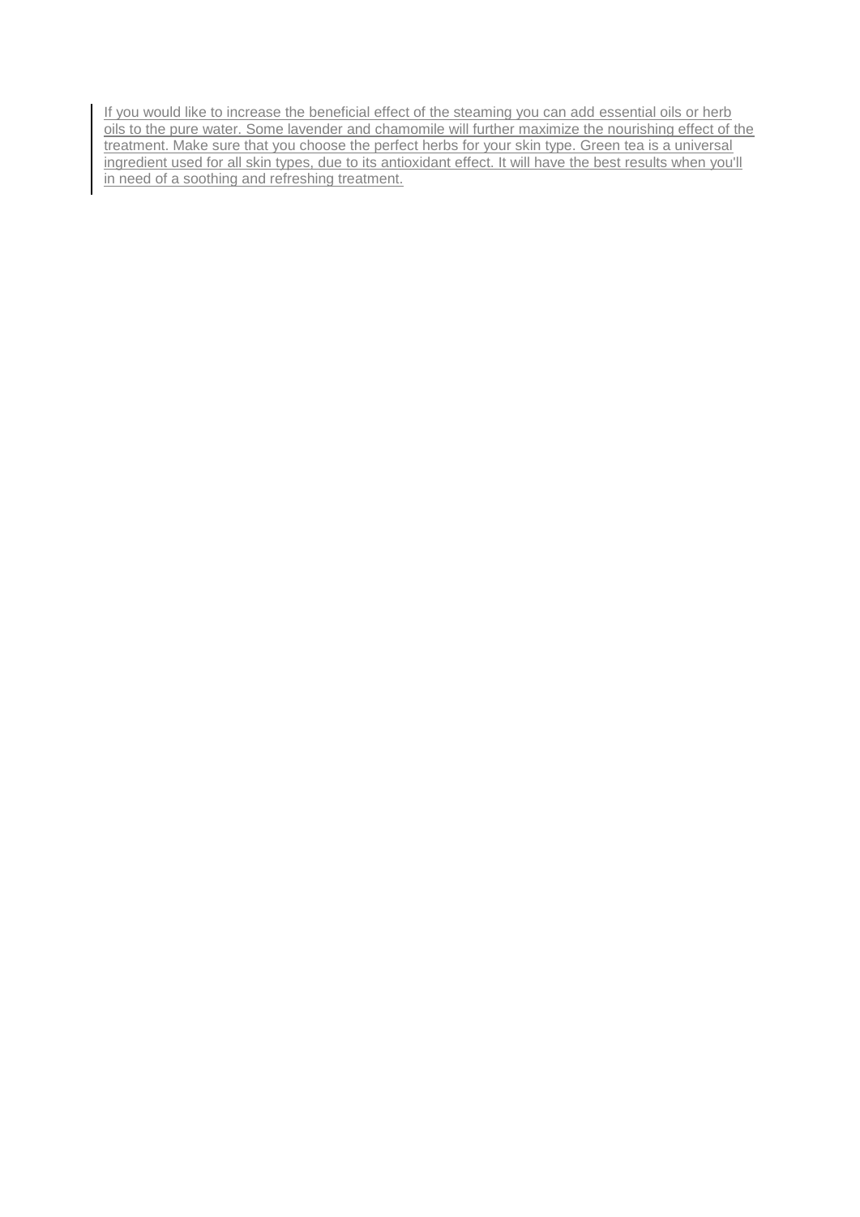If you would like to increase the beneficial effect of the steaming you can add essential oils or herb oils to the pure water. Some lavender and chamomile will further maximize the nourishing effect of the treatment. Make sure that you choose the perfect herbs for your skin type. Green tea is a universal ingredient used for all skin types, due to its antioxidant effect. It will have the best results when you'll in need of a soothing and refreshing treatment.